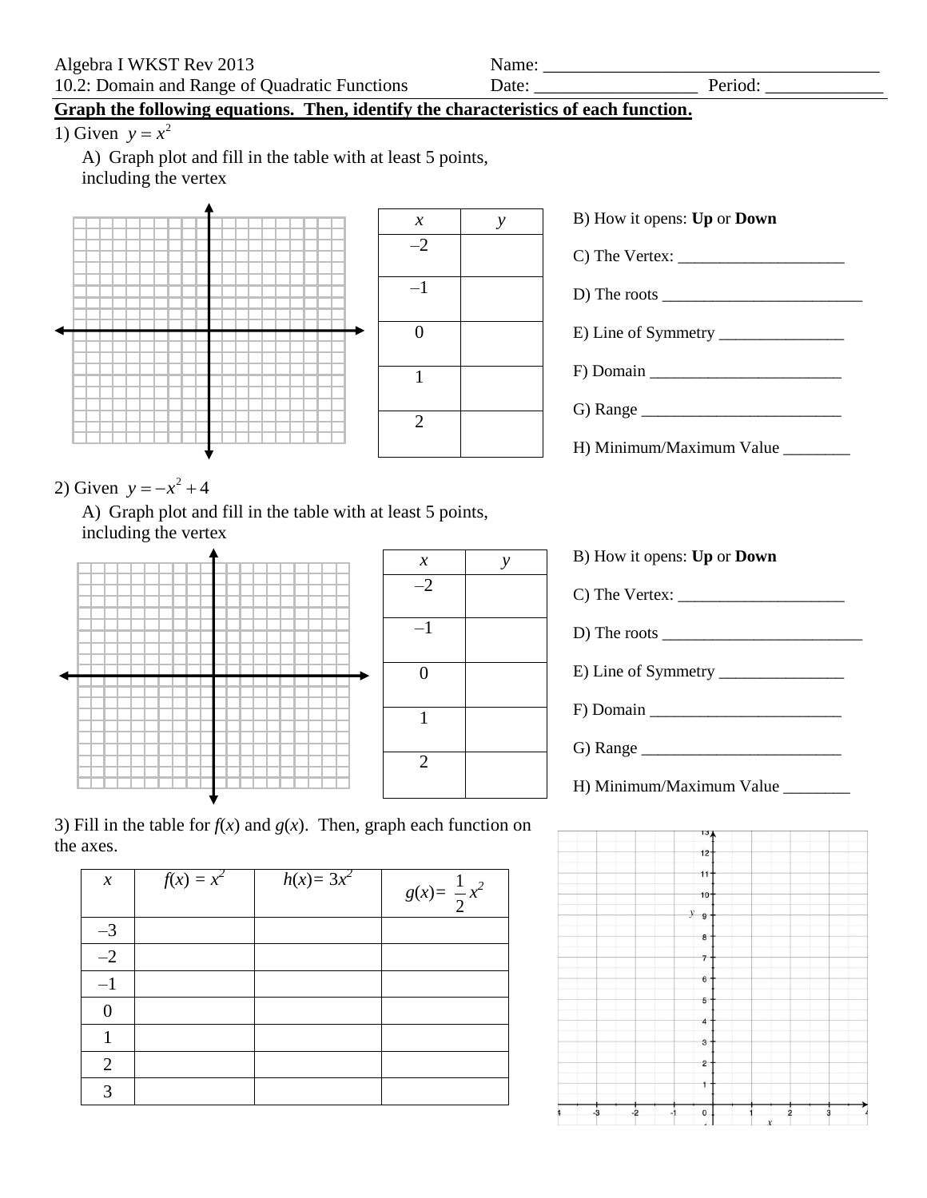Algebra I WKST Rev 2013
10.2: Domain and Range of Quadratic Functions

Name: ____________________________________
Date: __________________ Period: _____________

**Graph the following equations. Then, identify the characteristics of each function.**

1) Given $y = x^2$

A) Graph plot and fill in the table with at least 5 points, including the vertex

| $x$ | $y$ |
|---|---|
| –2 | |
| –1 | |
| 0 | |
| 1 | |
| 2 | |

B) How it opens: **Up** or **Down**

C) The Vertex: ____________________

D) The roots _________________________

E) Line of Symmetry _______________

F) Domain _______________________

G) Range ________________________

H) Minimum/Maximum Value ________

2) Given $y = -x^2 + 4$

A) Graph plot and fill in the table with at least 5 points, including the vertex

| $x$ | $y$ |
|---|---|
| –2 | |
| –1 | |
| 0 | |
| 1 | |
| 2 | |

B) How it opens: **Up** or **Down**

C) The Vertex: ____________________

D) The roots _________________________

E) Line of Symmetry _______________

F) Domain _______________________

G) Range ________________________

H) Minimum/Maximum Value ________

3) Fill in the table for $f(x)$ and $g(x)$. Then, graph each function on the axes.

| $x$ | $f(x) = x^2$ | $h(x) = 3x^2$ | $g(x) = \frac{1}{2}x^2$ |
|---|---|---|---|
| –3 | | | |
| –2 | | | |
| –1 | | | |
| 0 | | | |
| 1 | | | |
| 2 | | | |
| 3 | | | |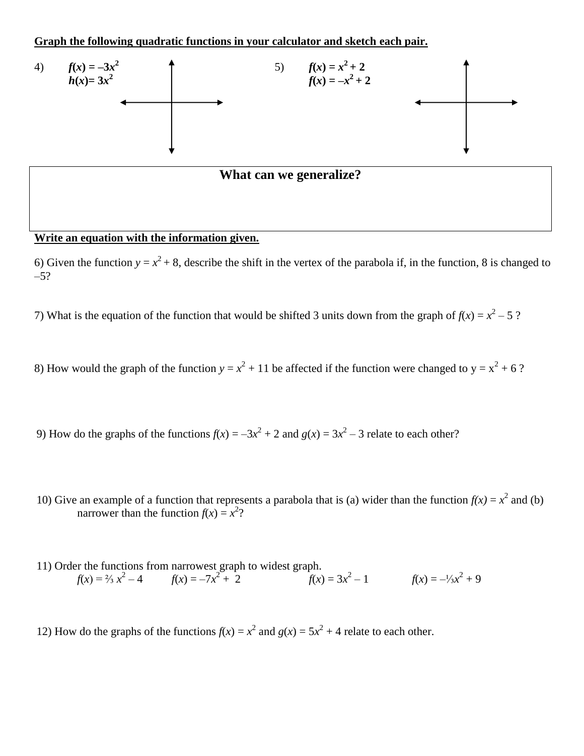**Graph the following quadratic functions in your calculator and sketch each pair.**

4) $f(x) = -3x^2$
$h(x) = 3x^2$

5) $f(x) = x^2 + 2$
$f(x) = -x^2 + 2$

| **What can we generalize?** |
| --- |
| |

**Write an equation with the information given.**

6) Given the function $y = x^2 + 8$, describe the shift in the vertex of the parabola if, in the function, 8 is changed to $-5$?

7) What is the equation of the function that would be shifted 3 units down from the graph of $f(x) = x^2 - 5$ ?

8) How would the graph of the function $y = x^2 + 11$ be affected if the function were changed to $y = x^2 + 6$ ?

9) How do the graphs of the functions $f(x) = -3x^2 + 2$ and $g(x) = 3x^2 - 3$ relate to each other?

10) Give an example of a function that represents a parabola that is (a) wider than the function $f(x) = x^2$ and (b) narrower than the function $f(x) = x^2$?

11) Order the functions from narrowest graph to widest graph.
$f(x) = \frac{2}{3}x^2 - 4$ $f(x) = -7x^2 + 2$ $f(x) = 3x^2 - 1$ $f(x) = -\frac{1}{3}x^2 + 9$

12) How do the graphs of the functions $f(x) = x^2$ and $g(x) = 5x^2 + 4$ relate to each other.